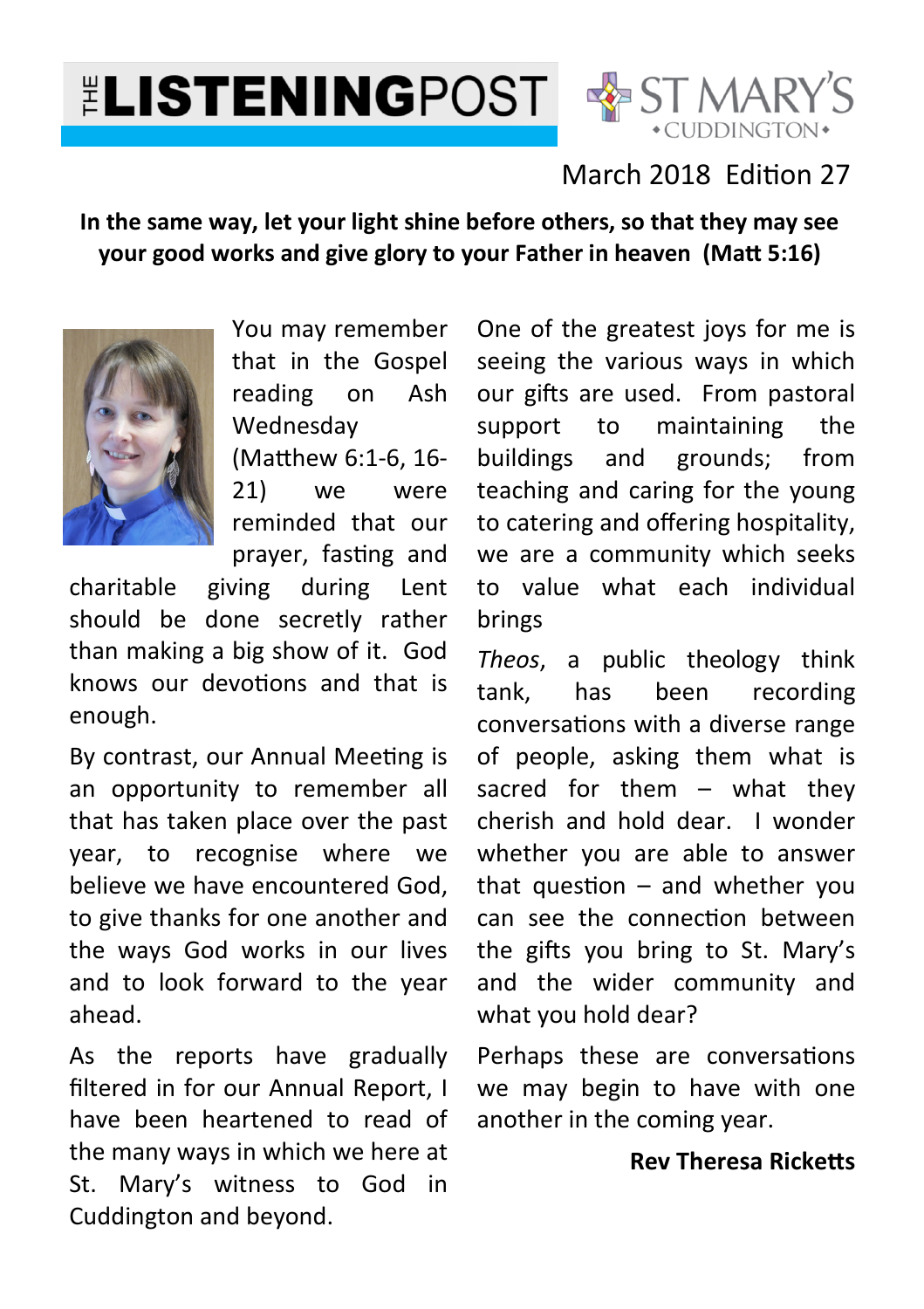# THE LISTENINGPOST

ST MARY'S CUDDINGTON

March 2018 Edition 27

**In the same way, let your light shine before others, so that they may see your good works and give glory to your Father in heaven (Matt 5:16)**

You may remember that in the Gospel reading on Ash Wednesday (Matthew 6:1-6, 16-21) we were reminded that our prayer, fasting and charitable giving during Lent should be done secretly rather than making a big show of it. God knows our devotions and that is enough.

By contrast, our Annual Meeting is an opportunity to remember all that has taken place over the past year, to recognise where we believe we have encountered God, to give thanks for one another and the ways God works in our lives and to look forward to the year ahead.

As the reports have gradually filtered in for our Annual Report, I have been heartened to read of the many ways in which we here at St. Mary's witness to God in Cuddington and beyond.

One of the greatest joys for me is seeing the various ways in which our gifts are used. From pastoral support to maintaining the buildings and grounds; from teaching and caring for the young to catering and offering hospitality, we are a community which seeks to value what each individual brings

*Theos*, a public theology think tank, has been recording conversations with a diverse range of people, asking them what is sacred for them – what they cherish and hold dear. I wonder whether you are able to answer that question – and whether you can see the connection between the gifts you bring to St. Mary's and the wider community and what you hold dear?

Perhaps these are conversations we may begin to have with one another in the coming year.

**Rev Theresa Ricketts**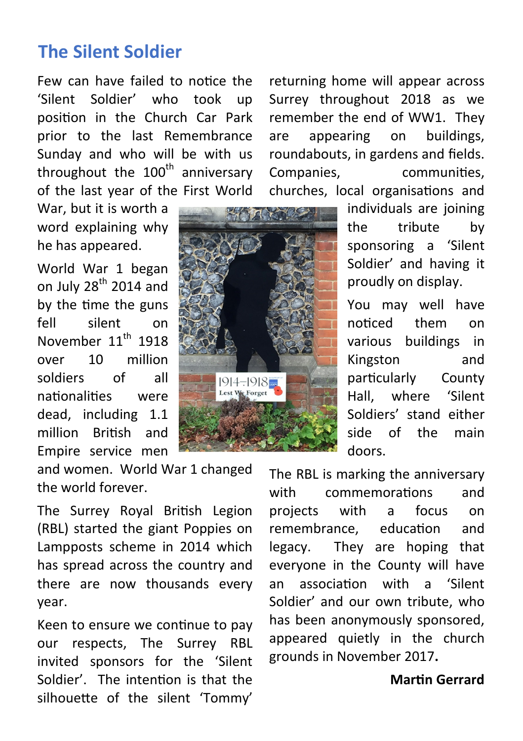## The Silent Soldier

Few can have failed to notice the 'Silent Soldier' who took up position in the Church Car Park prior to the last Remembrance Sunday and who will be with us throughout the 100th anniversary of the last year of the First World War, but it is worth a word explaining why he has appeared.

World War 1 began on July 28th 2014 and by the time the guns fell silent on November 11th 1918 over 10 million soldiers of all nationalities were dead, including 1.1 million British and Empire service men and women. World War 1 changed the world forever.

The Surrey Royal British Legion (RBL) started the giant Poppies on Lampposts scheme in 2014 which has spread across the country and there are now thousands every year.

Keen to ensure we continue to pay our respects, The Surrey RBL invited sponsors for the 'Silent Soldier'. The intention is that the silhouette of the silent 'Tommy' returning home will appear across Surrey throughout 2018 as we remember the end of WW1. They are appearing on buildings, roundabouts, in gardens and fields. Companies, communities, churches, local organisations and individuals are joining the tribute by sponsoring a 'Silent Soldier' and having it proudly on display.

You may well have noticed them on various buildings in Kingston and particularly County Hall, where 'Silent Soldiers' stand either side of the main doors.

The RBL is marking the anniversary with commemorations and projects with a focus on remembrance, education and legacy. They are hoping that everyone in the County will have an association with a 'Silent Soldier' and our own tribute, who has been anonymously sponsored, appeared quietly in the church grounds in November 2017.

**Martin Gerrard**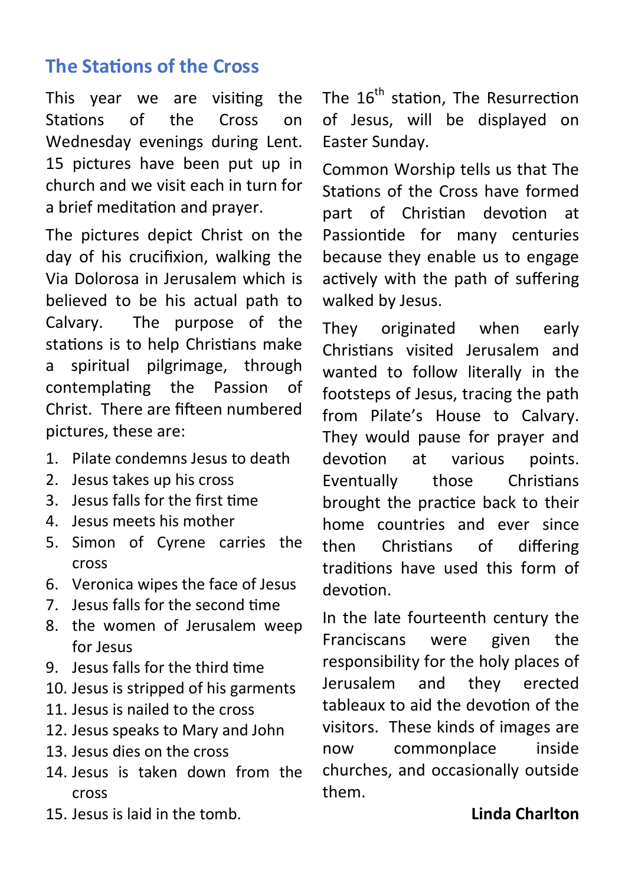## The Stations of the Cross

This year we are visiting the Stations of the Cross on Wednesday evenings during Lent. 15 pictures have been put up in church and we visit each in turn for a brief meditation and prayer.

The pictures depict Christ on the day of his crucifixion, walking the Via Dolorosa in Jerusalem which is believed to be his actual path to Calvary. The purpose of the stations is to help Christians make a spiritual pilgrimage, through contemplating the Passion of Christ. There are fifteen numbered pictures, these are:

1. Pilate condemns Jesus to death
2. Jesus takes up his cross
3. Jesus falls for the first time
4. Jesus meets his mother
5. Simon of Cyrene carries the cross
6. Veronica wipes the face of Jesus
7. Jesus falls for the second time
8. the women of Jerusalem weep for Jesus
9. Jesus falls for the third time
10. Jesus is stripped of his garments
11. Jesus is nailed to the cross
12. Jesus speaks to Mary and John
13. Jesus dies on the cross
14. Jesus is taken down from the cross
15. Jesus is laid in the tomb.

The 16th station, The Resurrection of Jesus, will be displayed on Easter Sunday.

Common Worship tells us that The Stations of the Cross have formed part of Christian devotion at Passiontide for many centuries because they enable us to engage actively with the path of suffering walked by Jesus.

They originated when early Christians visited Jerusalem and wanted to follow literally in the footsteps of Jesus, tracing the path from Pilate's House to Calvary. They would pause for prayer and devotion at various points. Eventually those Christians brought the practice back to their home countries and ever since then Christians of differing traditions have used this form of devotion.

In the late fourteenth century the Franciscans were given the responsibility for the holy places of Jerusalem and they erected tableaux to aid the devotion of the visitors. These kinds of images are now commonplace inside churches, and occasionally outside them.

**Linda Charlton**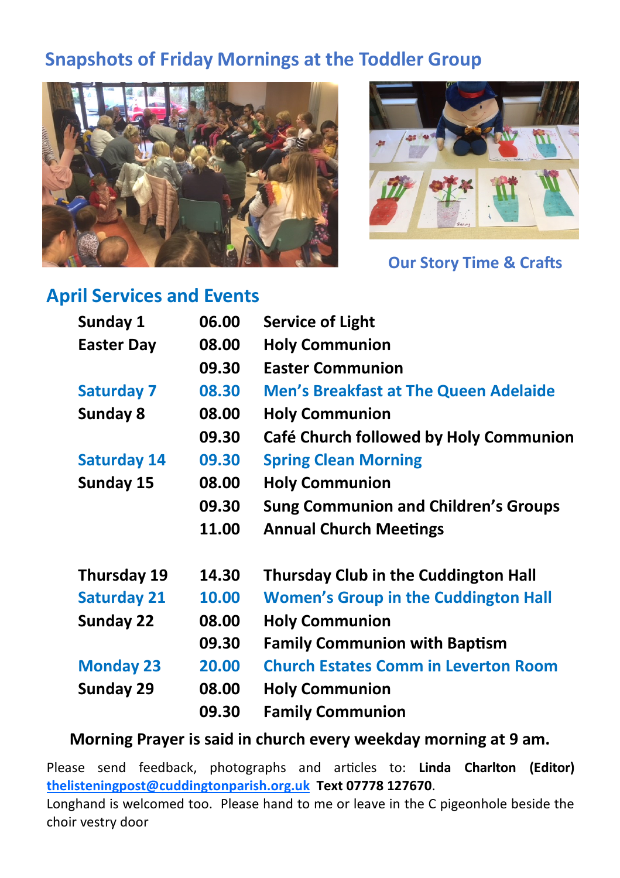## Snapshots of Friday Mornings at the Toddler Group

Our Story Time & Crafts

## April Services and Events

| | | |
|---|---|---|
| **Sunday 1** | **06.00** | **Service of Light** |
| **Easter Day** | **08.00** | **Holy Communion** |
| | **09.30** | **Easter Communion** |
| **Saturday 7** | **08.30** | **Men's Breakfast at The Queen Adelaide** |
| **Sunday 8** | **08.00** | **Holy Communion** |
| | **09.30** | **Café Church followed by Holy Communion** |
| **Saturday 14** | **09.30** | **Spring Clean Morning** |
| **Sunday 15** | **08.00** | **Holy Communion** |
| | **09.30** | **Sung Communion and Children's Groups** |
| | **11.00** | **Annual Church Meetings** |
| **Thursday 19** | **14.30** | **Thursday Club in the Cuddington Hall** |
| **Saturday 21** | **10.00** | **Women's Group in the Cuddington Hall** |
| **Sunday 22** | **08.00** | **Holy Communion** |
| | **09.30** | **Family Communion with Baptism** |
| **Monday 23** | **20.00** | **Church Estates Comm in Leverton Room** |
| **Sunday 29** | **08.00** | **Holy Communion** |
| | **09.30** | **Family Communion** |

**Morning Prayer is said in church every weekday morning at 9 am.**

Please send feedback, photographs and articles to: **Linda Charlton (Editor)** **thelisteningpost@cuddingtonparish.org.uk** **Text 07778 127670**.
Longhand is welcomed too. Please hand to me or leave in the C pigeonhole beside the choir vestry door